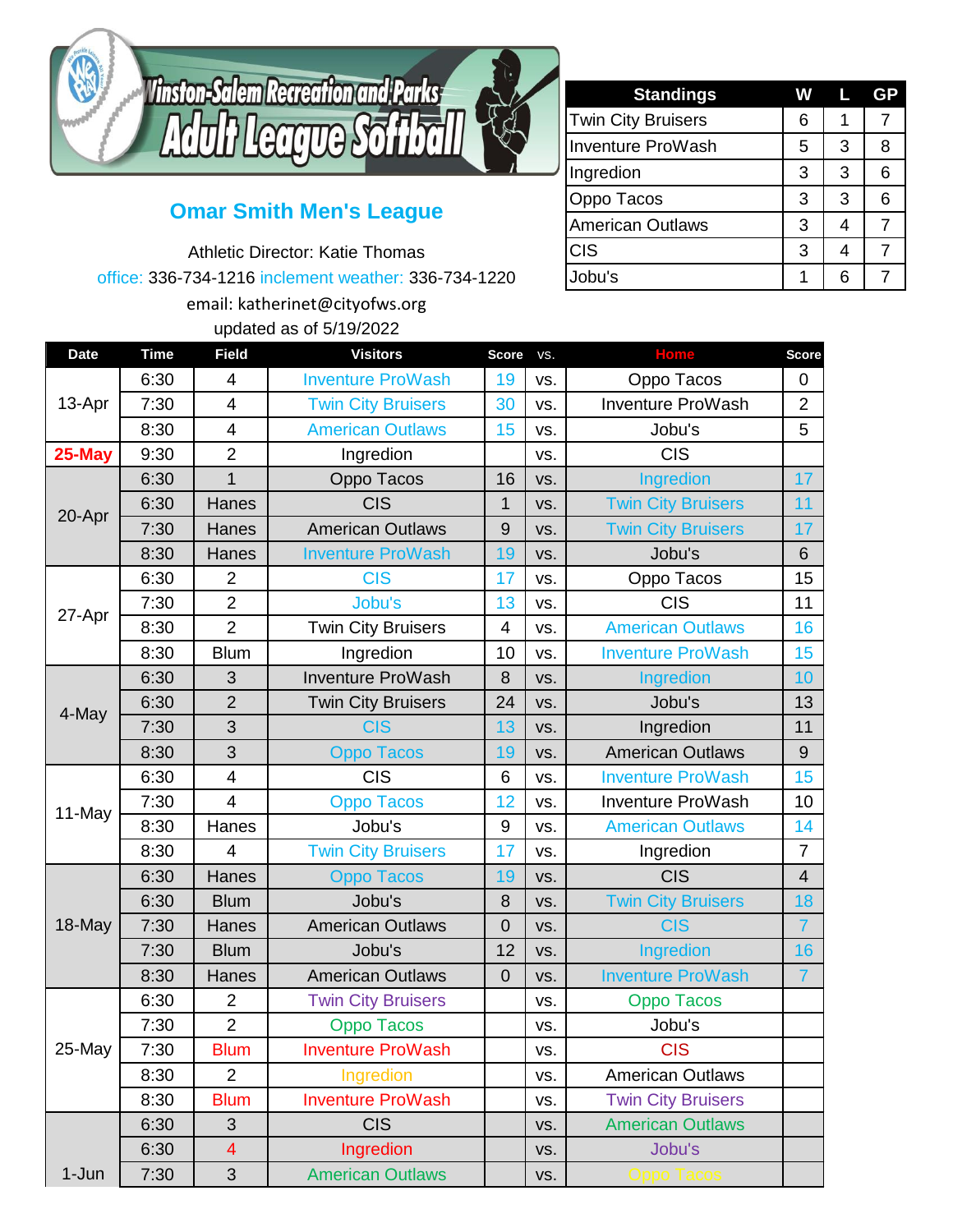# Winston-Salem Recreation and Parks
# Adult League Softball

## Omar Smith Men's League

Athletic Director: Katie Thomas

office: 336-734-1216 inclement weather: 336-734-1220

email: katherinet@cityofws.org

updated as of 5/19/2022

| Standings | W | L | GP |
|---|---|---|---|
| Twin City Bruisers | 6 | 1 | 7 |
| Inventure ProWash | 5 | 3 | 8 |
| Ingredion | 3 | 3 | 6 |
| Oppo Tacos | 3 | 3 | 6 |
| American Outlaws | 3 | 4 | 7 |
| CIS | 3 | 4 | 7 |
| Jobu's | 1 | 6 | 7 |

| Date | Time | Field | Visitors | Score | vs. | Home | Score |
|---|---|---|---|---|---|---|---|
| 13-Apr | 6:30 | 4 | Inventure ProWash | 19 | vs. | Oppo Tacos | 0 |
| | 7:30 | 4 | Twin City Bruisers | 30 | vs. | Inventure ProWash | 2 |
| | 8:30 | 4 | American Outlaws | 15 | vs. | Jobu's | 5 |
| 25-May | 9:30 | 2 | Ingredion | | vs. | CIS | |
| 20-Apr | 6:30 | 1 | Oppo Tacos | 16 | vs. | Ingredion | 17 |
| | 6:30 | Hanes | CIS | 1 | vs. | Twin City Bruisers | 11 |
| | 7:30 | Hanes | American Outlaws | 9 | vs. | Twin City Bruisers | 17 |
| | 8:30 | Hanes | Inventure ProWash | 19 | vs. | Jobu's | 6 |
| 27-Apr | 6:30 | 2 | CIS | 17 | vs. | Oppo Tacos | 15 |
| | 7:30 | 2 | Jobu's | 13 | vs. | CIS | 11 |
| | 8:30 | 2 | Twin City Bruisers | 4 | vs. | American Outlaws | 16 |
| | 8:30 | Blum | Ingredion | 10 | vs. | Inventure ProWash | 15 |
| 4-May | 6:30 | 3 | Inventure ProWash | 8 | vs. | Ingredion | 10 |
| | 6:30 | 2 | Twin City Bruisers | 24 | vs. | Jobu's | 13 |
| | 7:30 | 3 | CIS | 13 | vs. | Ingredion | 11 |
| | 8:30 | 3 | Oppo Tacos | 19 | vs. | American Outlaws | 9 |
| 11-May | 6:30 | 4 | CIS | 6 | vs. | Inventure ProWash | 15 |
| | 7:30 | 4 | Oppo Tacos | 12 | vs. | Inventure ProWash | 10 |
| | 8:30 | Hanes | Jobu's | 9 | vs. | American Outlaws | 14 |
| | 8:30 | 4 | Twin City Bruisers | 17 | vs. | Ingredion | 7 |
| 18-May | 6:30 | Hanes | Oppo Tacos | 19 | vs. | CIS | 4 |
| | 6:30 | Blum | Jobu's | 8 | vs. | Twin City Bruisers | 18 |
| | 7:30 | Hanes | American Outlaws | 0 | vs. | CIS | 7 |
| | 7:30 | Blum | Jobu's | 12 | vs. | Ingredion | 16 |
| | 8:30 | Hanes | American Outlaws | 0 | vs. | Inventure ProWash | 7 |
| 25-May | 6:30 | 2 | Twin City Bruisers | | vs. | Oppo Tacos | |
| | 7:30 | 2 | Oppo Tacos | | vs. | Jobu's | |
| | 7:30 | Blum | Inventure ProWash | | vs. | CIS | |
| | 8:30 | 2 | Ingredion | | vs. | American Outlaws | |
| | 8:30 | Blum | Inventure ProWash | | vs. | Twin City Bruisers | |
| 1-Jun | 6:30 | 3 | CIS | | vs. | American Outlaws | |
| | 6:30 | 4 | Ingredion | | vs. | Jobu's | |
| | 7:30 | 3 | American Outlaws | | vs. | Oppo Tacos | |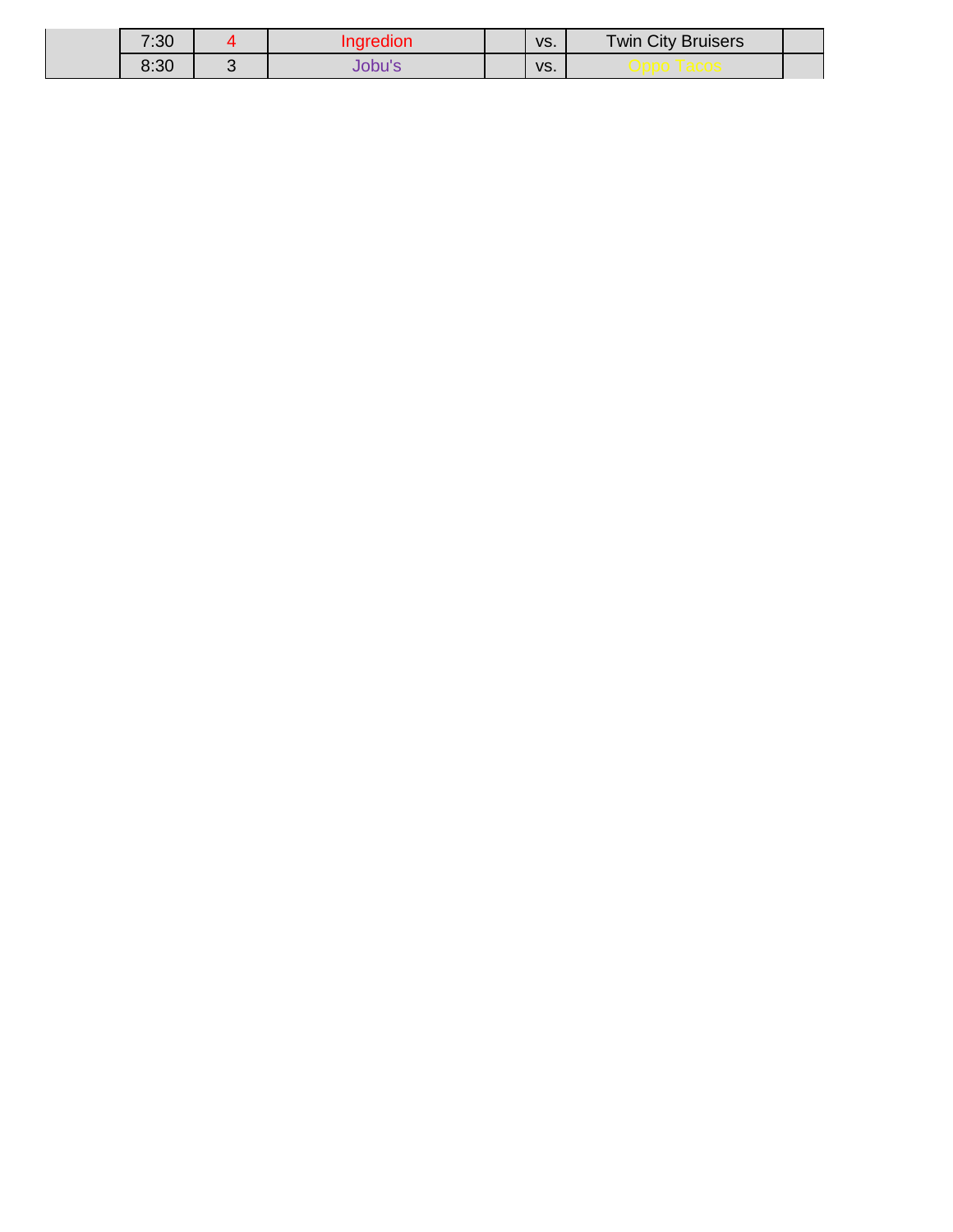| | | | | | | | |
|---|---|---|---|---|---|---|---|
| | 7:30 | 4 | Ingredion | | vs. | Twin City Bruisers | |
| | 8:30 | 3 | Jobu's | | vs. | Oppo Tacos | |